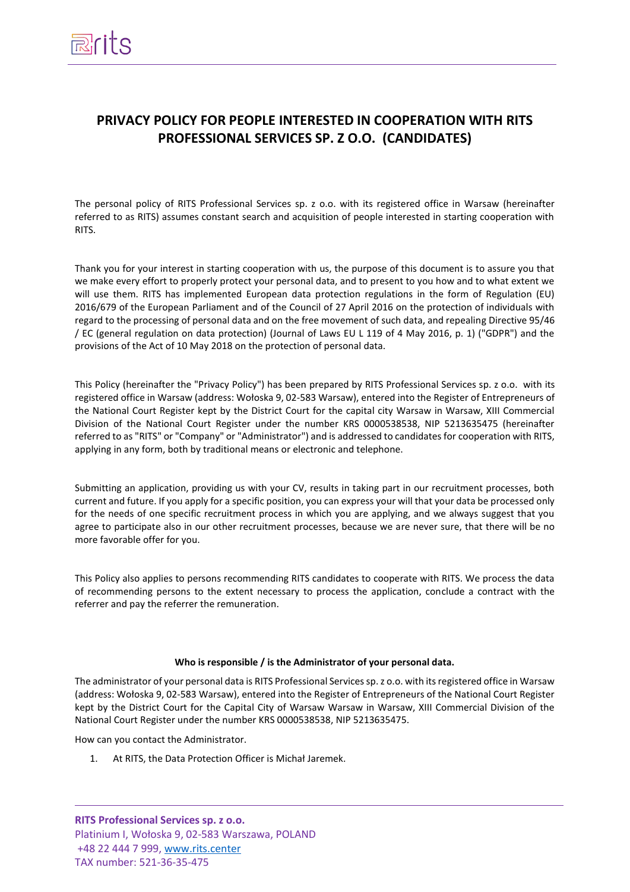# PRIVACY POLICY FOR PEOPLE INTERESTED IN COOPERATION WITH RITS PROFESSIONAL SERVICES SP. Z O.O. (CANDIDATES)

The personal policy of RITS Professional Services sp. z o.o. with its registered office in Warsaw (hereinafter referred to as RITS) assumes constant search and acquisition of people interested in starting cooperation with RITS.

Thank you for your interest in starting cooperation with us, the purpose of this document is to assure you that we make every effort to properly protect your personal data, and to present to you how and to what extent we will use them. RITS has implemented European data protection regulations in the form of Regulation (EU) 2016/679 of the European Parliament and of the Council of 27 April 2016 on the protection of individuals with regard to the processing of personal data and on the free movement of such data, and repealing Directive 95/46 / EC (general regulation on data protection) (Journal of Laws EU L 119 of 4 May 2016, p. 1) ("GDPR") and the provisions of the Act of 10 May 2018 on the protection of personal data.

This Policy (hereinafter the "Privacy Policy") has been prepared by RITS Professional Services sp. z o.o. with its registered office in Warsaw (address: Wołoska 9, 02-583 Warsaw), entered into the Register of Entrepreneurs of the National Court Register kept by the District Court for the capital city Warsaw in Warsaw, XIII Commercial Division of the National Court Register under the number KRS 0000538538, NIP 5213635475 (hereinafter referred to as "RITS" or "Company" or "Administrator") and is addressed to candidates for cooperation with RITS, applying in any form, both by traditional means or electronic and telephone.

Submitting an application, providing us with your CV, results in taking part in our recruitment processes, both current and future. If you apply for a specific position, you can express your will that your data be processed only for the needs of one specific recruitment process in which you are applying, and we always suggest that you agree to participate also in our other recruitment processes, because we are never sure, that there will be no more favorable offer for you.

This Policy also applies to persons recommending RITS candidates to cooperate with RITS. We process the data of recommending persons to the extent necessary to process the application, conclude a contract with the referrer and pay the referrer the remuneration.

**Who is responsible / is the Administrator of your personal data.**

The administrator of your personal data is RITS Professional Services sp. z o.o. with its registered office in Warsaw (address: Wołoska 9, 02-583 Warsaw), entered into the Register of Entrepreneurs of the National Court Register kept by the District Court for the Capital City of Warsaw Warsaw in Warsaw, XIII Commercial Division of the National Court Register under the number KRS 0000538538, NIP 5213635475.

How can you contact the Administrator.

1. At RITS, the Data Protection Officer is Michał Jaremek.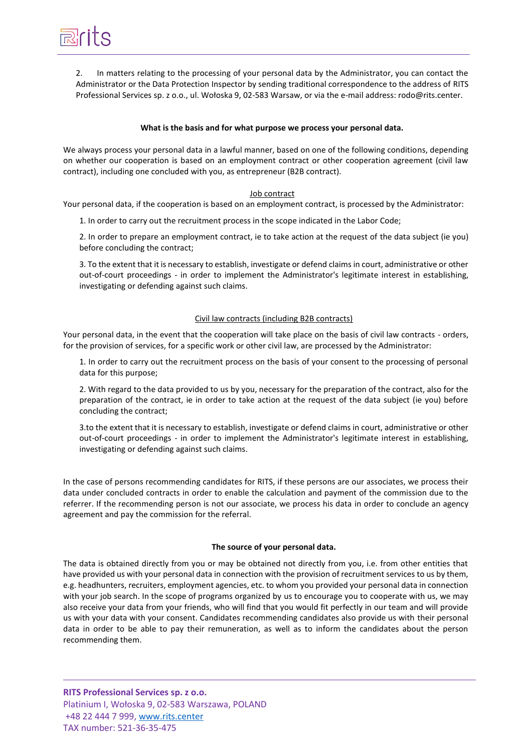2. In matters relating to the processing of your personal data by the Administrator, you can contact the Administrator or the Data Protection Inspector by sending traditional correspondence to the address of RITS Professional Services sp. z o.o., ul. Wołoska 9, 02-583 Warsaw, or via the e-mail address: rodo@rits.center.

**What is the basis and for what purpose we process your personal data.**

We always process your personal data in a lawful manner, based on one of the following conditions, depending on whether our cooperation is based on an employment contract or other cooperation agreement (civil law contract), including one concluded with you, as entrepreneur (B2B contract).

Job contract

Your personal data, if the cooperation is based on an employment contract, is processed by the Administrator:

1. In order to carry out the recruitment process in the scope indicated in the Labor Code;
2. In order to prepare an employment contract, ie to take action at the request of the data subject (ie you) before concluding the contract;
3. To the extent that it is necessary to establish, investigate or defend claims in court, administrative or other out-of-court proceedings - in order to implement the Administrator's legitimate interest in establishing, investigating or defending against such claims.

Civil law contracts (including B2B contracts)

Your personal data, in the event that the cooperation will take place on the basis of civil law contracts - orders, for the provision of services, for a specific work or other civil law, are processed by the Administrator:

1. In order to carry out the recruitment process on the basis of your consent to the processing of personal data for this purpose;
2. With regard to the data provided to us by you, necessary for the preparation of the contract, also for the preparation of the contract, ie in order to take action at the request of the data subject (ie you) before concluding the contract;
3. to the extent that it is necessary to establish, investigate or defend claims in court, administrative or other out-of-court proceedings - in order to implement the Administrator's legitimate interest in establishing, investigating or defending against such claims.

In the case of persons recommending candidates for RITS, if these persons are our associates, we process their data under concluded contracts in order to enable the calculation and payment of the commission due to the referrer. If the recommending person is not our associate, we process his data in order to conclude an agency agreement and pay the commission for the referral.

**The source of your personal data.**

The data is obtained directly from you or may be obtained not directly from you, i.e. from other entities that have provided us with your personal data in connection with the provision of recruitment services to us by them, e.g. headhunters, recruiters, employment agencies, etc. to whom you provided your personal data in connection with your job search. In the scope of programs organized by us to encourage you to cooperate with us, we may also receive your data from your friends, who will find that you would fit perfectly in our team and will provide us with your data with your consent. Candidates recommending candidates also provide us with their personal data in order to be able to pay their remuneration, as well as to inform the candidates about the person recommending them.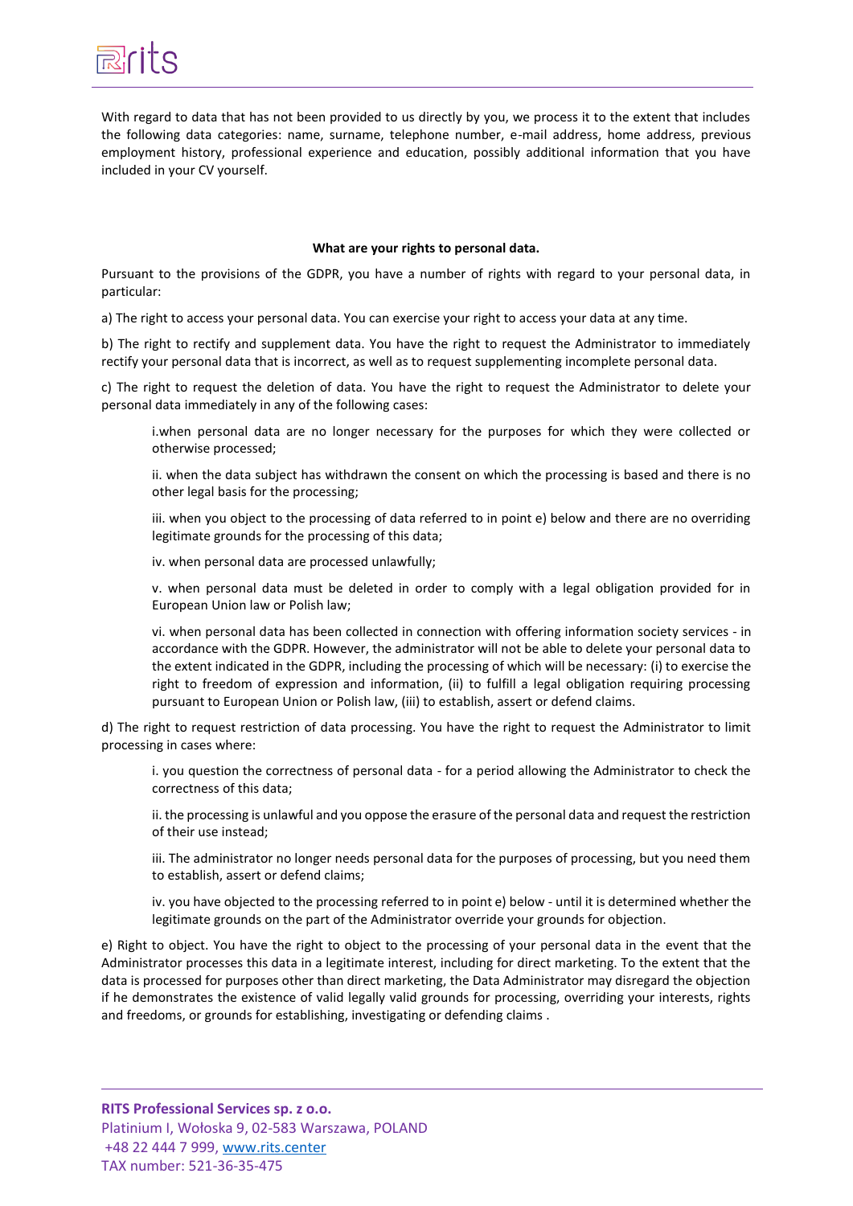With regard to data that has not been provided to us directly by you, we process it to the extent that includes the following data categories: name, surname, telephone number, e-mail address, home address, previous employment history, professional experience and education, possibly additional information that you have included in your CV yourself.

**What are your rights to personal data.**

Pursuant to the provisions of the GDPR, you have a number of rights with regard to your personal data, in particular:

a) The right to access your personal data. You can exercise your right to access your data at any time.

b) The right to rectify and supplement data. You have the right to request the Administrator to immediately rectify your personal data that is incorrect, as well as to request supplementing incomplete personal data.

c) The right to request the deletion of data. You have the right to request the Administrator to delete your personal data immediately in any of the following cases:

> i.when personal data are no longer necessary for the purposes for which they were collected or otherwise processed;
>
> ii. when the data subject has withdrawn the consent on which the processing is based and there is no other legal basis for the processing;
>
> iii. when you object to the processing of data referred to in point e) below and there are no overriding legitimate grounds for the processing of this data;
>
> iv. when personal data are processed unlawfully;
>
> v. when personal data must be deleted in order to comply with a legal obligation provided for in European Union law or Polish law;
>
> vi. when personal data has been collected in connection with offering information society services - in accordance with the GDPR. However, the administrator will not be able to delete your personal data to the extent indicated in the GDPR, including the processing of which will be necessary: (i) to exercise the right to freedom of expression and information, (ii) to fulfill a legal obligation requiring processing pursuant to European Union or Polish law, (iii) to establish, assert or defend claims.

d) The right to request restriction of data processing. You have the right to request the Administrator to limit processing in cases where:

> i. you question the correctness of personal data - for a period allowing the Administrator to check the correctness of this data;
>
> ii. the processing is unlawful and you oppose the erasure of the personal data and request the restriction of their use instead;
>
> iii. The administrator no longer needs personal data for the purposes of processing, but you need them to establish, assert or defend claims;
>
> iv. you have objected to the processing referred to in point e) below - until it is determined whether the legitimate grounds on the part of the Administrator override your grounds for objection.

e) Right to object. You have the right to object to the processing of your personal data in the event that the Administrator processes this data in a legitimate interest, including for direct marketing. To the extent that the data is processed for purposes other than direct marketing, the Data Administrator may disregard the objection if he demonstrates the existence of valid legally valid grounds for processing, overriding your interests, rights and freedoms, or grounds for establishing, investigating or defending claims .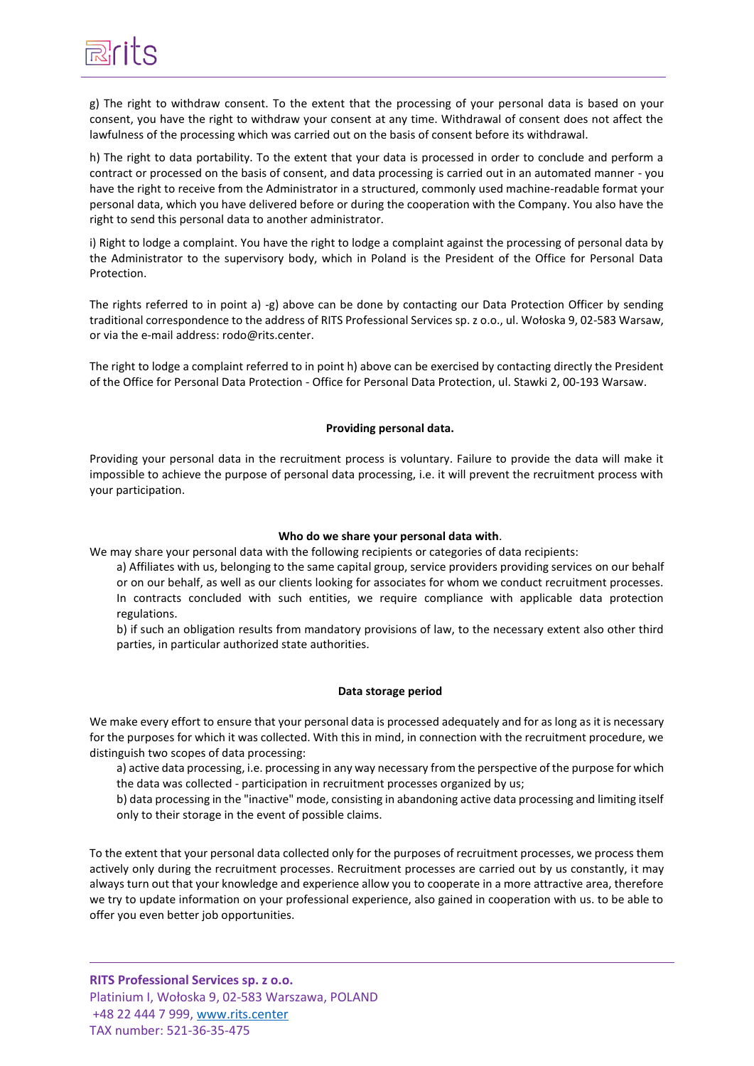g) The right to withdraw consent. To the extent that the processing of your personal data is based on your consent, you have the right to withdraw your consent at any time. Withdrawal of consent does not affect the lawfulness of the processing which was carried out on the basis of consent before its withdrawal.

h) The right to data portability. To the extent that your data is processed in order to conclude and perform a contract or processed on the basis of consent, and data processing is carried out in an automated manner - you have the right to receive from the Administrator in a structured, commonly used machine-readable format your personal data, which you have delivered before or during the cooperation with the Company. You also have the right to send this personal data to another administrator.

i) Right to lodge a complaint. You have the right to lodge a complaint against the processing of personal data by the Administrator to the supervisory body, which in Poland is the President of the Office for Personal Data Protection.

The rights referred to in point a) -g) above can be done by contacting our Data Protection Officer by sending traditional correspondence to the address of RITS Professional Services sp. z o.o., ul. Wołoska 9, 02-583 Warsaw, or via the e-mail address: rodo@rits.center.

The right to lodge a complaint referred to in point h) above can be exercised by contacting directly the President of the Office for Personal Data Protection - Office for Personal Data Protection, ul. Stawki 2, 00-193 Warsaw.

**Providing personal data.**

Providing your personal data in the recruitment process is voluntary. Failure to provide the data will make it impossible to achieve the purpose of personal data processing, i.e. it will prevent the recruitment process with your participation.

**Who do we share your personal data with**.

We may share your personal data with the following recipients or categories of data recipients:

a) Affiliates with us, belonging to the same capital group, service providers providing services on our behalf or on our behalf, as well as our clients looking for associates for whom we conduct recruitment processes. In contracts concluded with such entities, we require compliance with applicable data protection regulations.

b) if such an obligation results from mandatory provisions of law, to the necessary extent also other third parties, in particular authorized state authorities.

**Data storage period**

We make every effort to ensure that your personal data is processed adequately and for as long as it is necessary for the purposes for which it was collected. With this in mind, in connection with the recruitment procedure, we distinguish two scopes of data processing:

a) active data processing, i.e. processing in any way necessary from the perspective of the purpose for which the data was collected - participation in recruitment processes organized by us;

b) data processing in the "inactive" mode, consisting in abandoning active data processing and limiting itself only to their storage in the event of possible claims.

To the extent that your personal data collected only for the purposes of recruitment processes, we process them actively only during the recruitment processes. Recruitment processes are carried out by us constantly, it may always turn out that your knowledge and experience allow you to cooperate in a more attractive area, therefore we try to update information on your professional experience, also gained in cooperation with us. to be able to offer you even better job opportunities.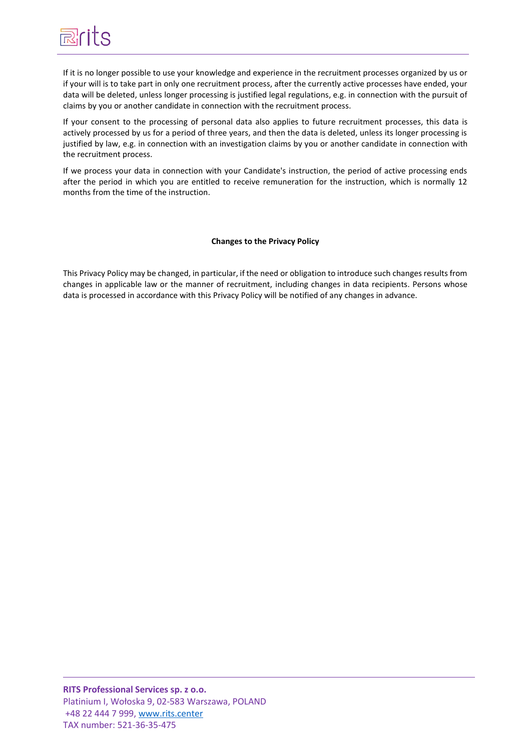If it is no longer possible to use your knowledge and experience in the recruitment processes organized by us or if your will is to take part in only one recruitment process, after the currently active processes have ended, your data will be deleted, unless longer processing is justified legal regulations, e.g. in connection with the pursuit of claims by you or another candidate in connection with the recruitment process.

If your consent to the processing of personal data also applies to future recruitment processes, this data is actively processed by us for a period of three years, and then the data is deleted, unless its longer processing is justified by law, e.g. in connection with an investigation claims by you or another candidate in connection with the recruitment process.

If we process your data in connection with your Candidate's instruction, the period of active processing ends after the period in which you are entitled to receive remuneration for the instruction, which is normally 12 months from the time of the instruction.

**Changes to the Privacy Policy**

This Privacy Policy may be changed, in particular, if the need or obligation to introduce such changes results from changes in applicable law or the manner of recruitment, including changes in data recipients. Persons whose data is processed in accordance with this Privacy Policy will be notified of any changes in advance.